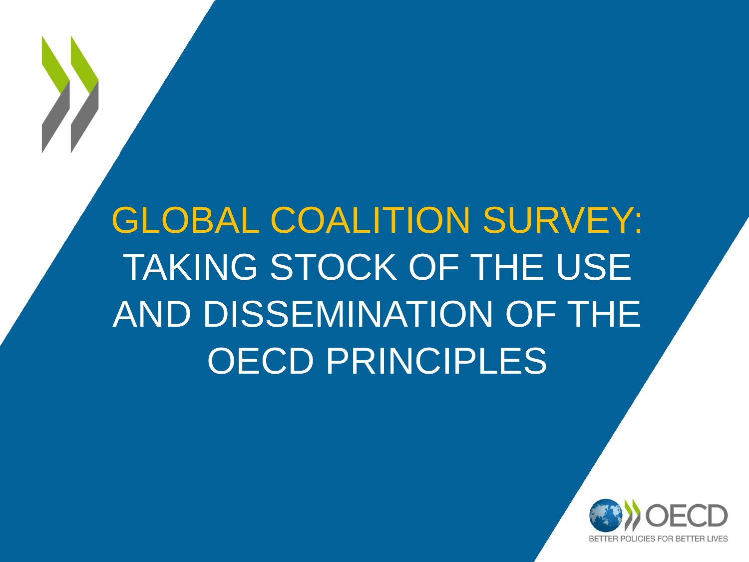# GLOBAL COALITION SURVEY: TAKING STOCK OF THE USE AND DISSEMINATION OF THE OECD PRINCIPLES

OECD

BETTER POLICIES FOR BETTER LIVES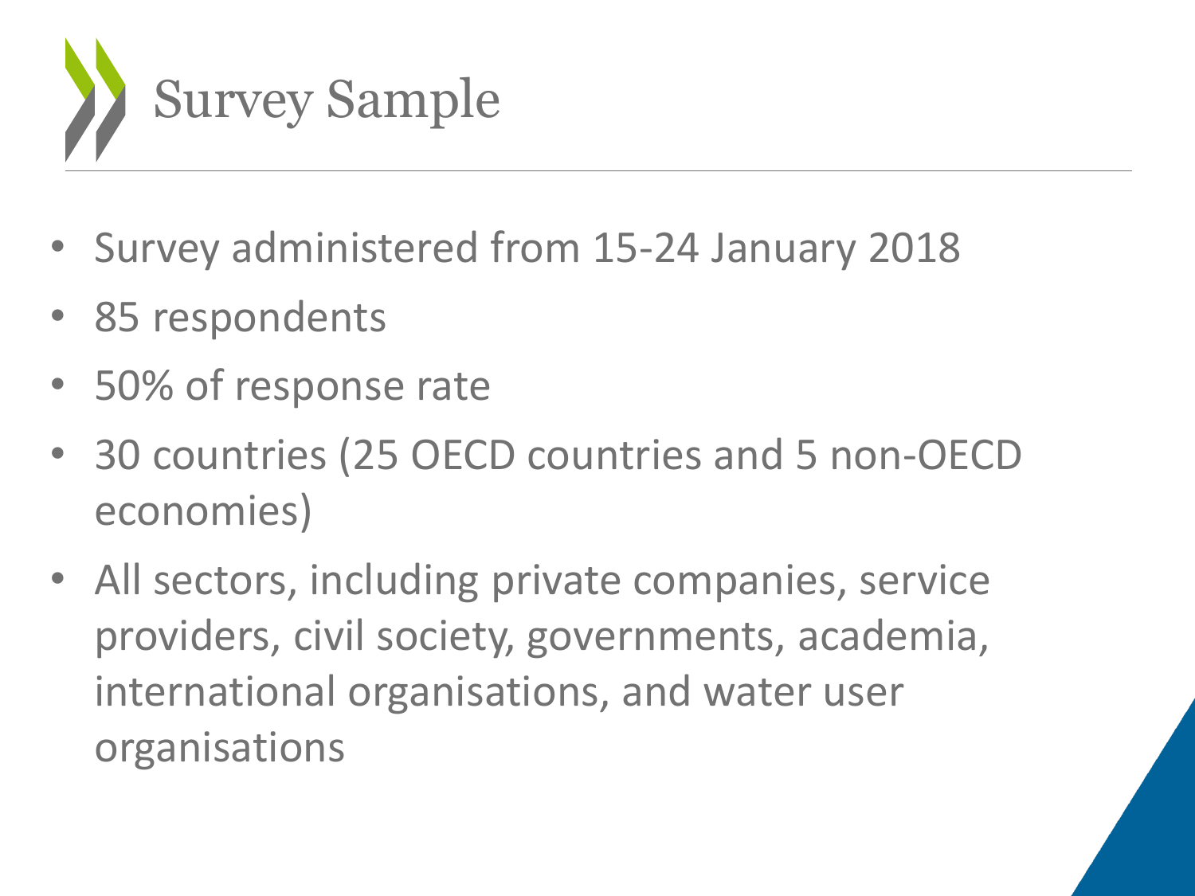# Survey Sample

- Survey administered from 15-24 January 2018
- 85 respondents
- 50% of response rate
- 30 countries (25 OECD countries and 5 non-OECD economies)
- All sectors, including private companies, service providers, civil society, governments, academia, international organisations, and water user organisations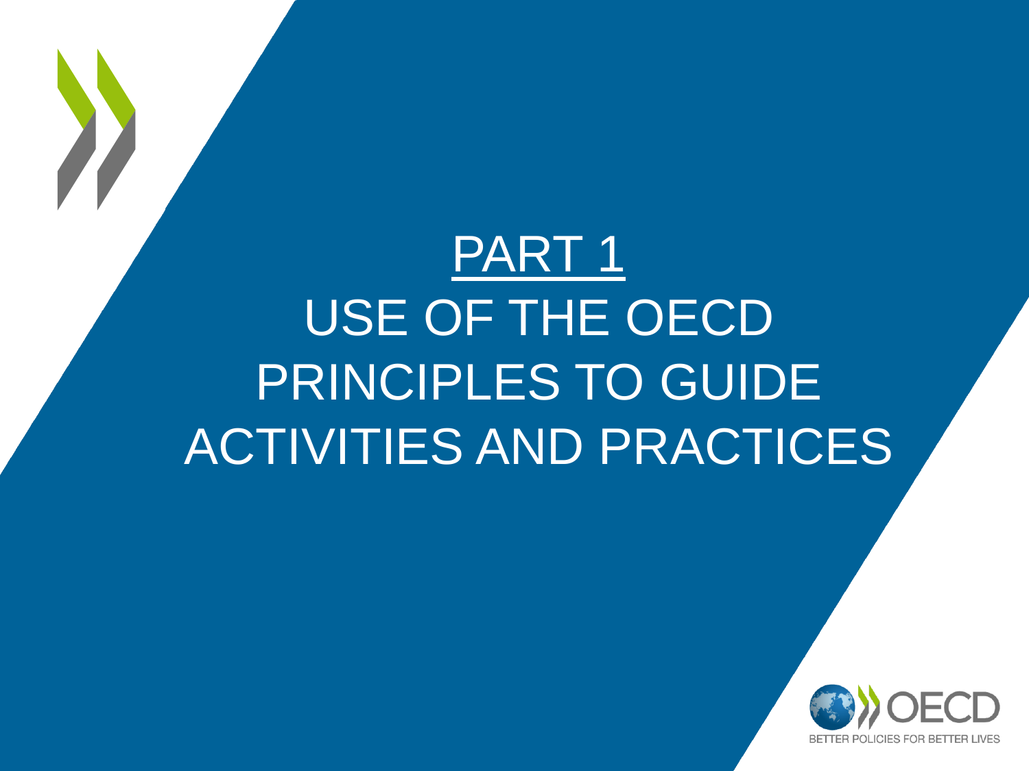# PART 1

# USE OF THE OECD PRINCIPLES TO GUIDE ACTIVITIES AND PRACTICES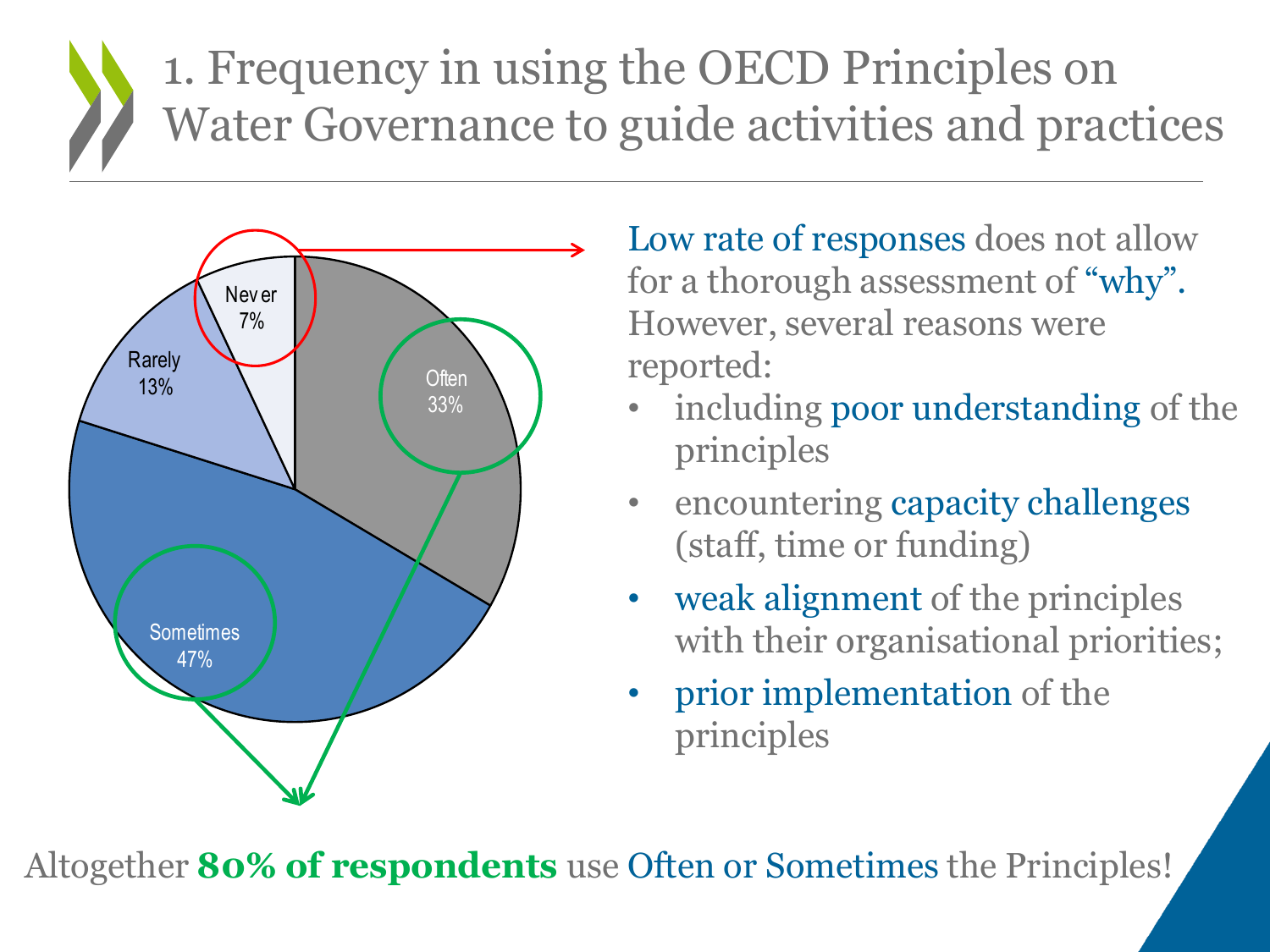# 1. Frequency in using the OECD Principles on Water Governance to guide activities and practices

| Response | Share |
| --- | --- |
| Often | 33% |
| Sometimes | 47% |
| Rarely | 13% |
| Never | 7% |

Low rate of responses does not allow for a thorough assessment of "why". However, several reasons were reported:

- including poor understanding of the principles
- encountering capacity challenges (staff, time or funding)
- weak alignment of the principles with their organisational priorities;
- prior implementation of the principles

Altogether **80% of respondents** use Often or Sometimes the Principles!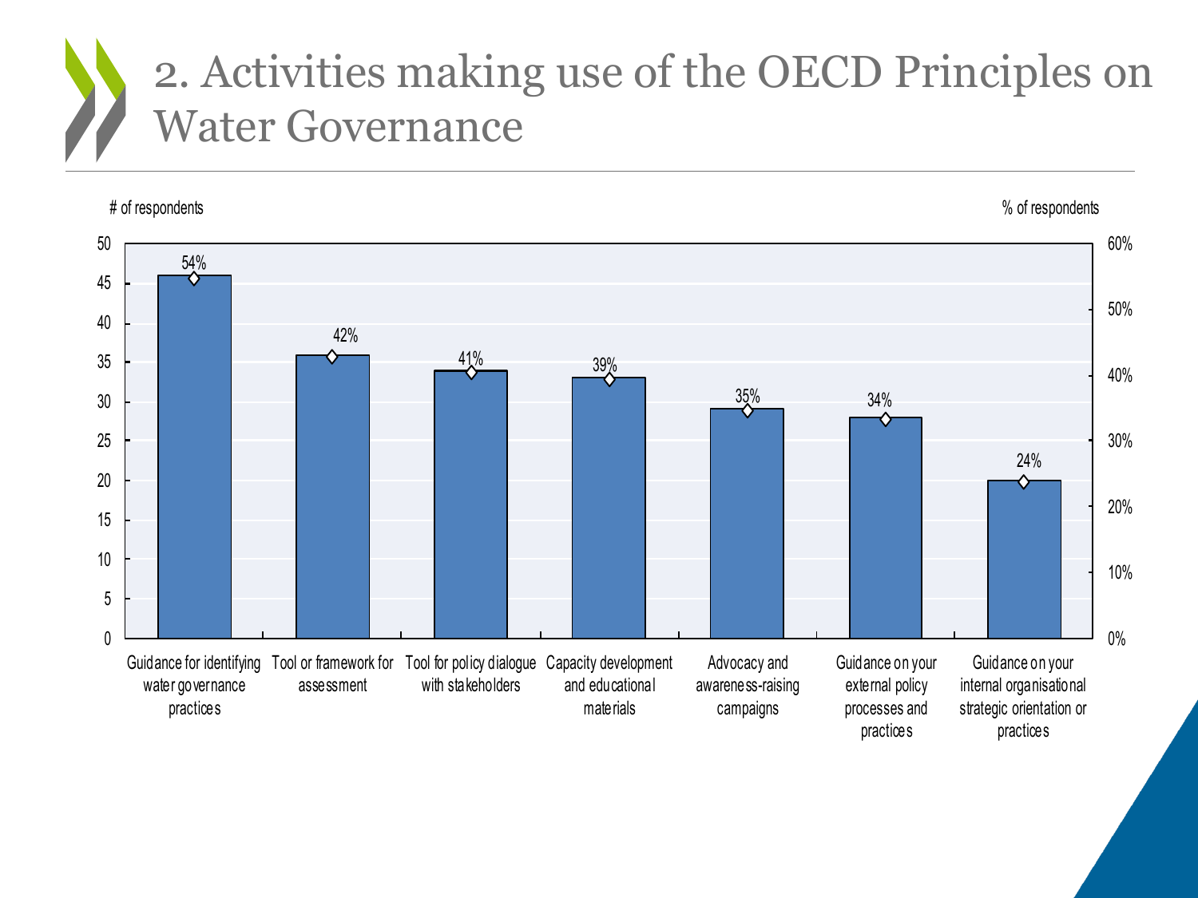# 2. Activities making use of the OECD Principles on Water Governance

| Activity | # of respondents | % of respondents |
|---|---|---|
| Guidance for identifying water governance practices | 46 | 54% |
| Tool or framework for assessment | 36 | 42% |
| Tool for policy dialogue with stakeholders | 34 | 41% |
| Capacity development and educational materials | 33 | 39% |
| Advocacy and awareness-raising campaigns | 29 | 35% |
| Guidance on your external policy processes and practices | 28 | 34% |
| Guidance on your internal organisational strategic orientation or practices | 20 | 24% |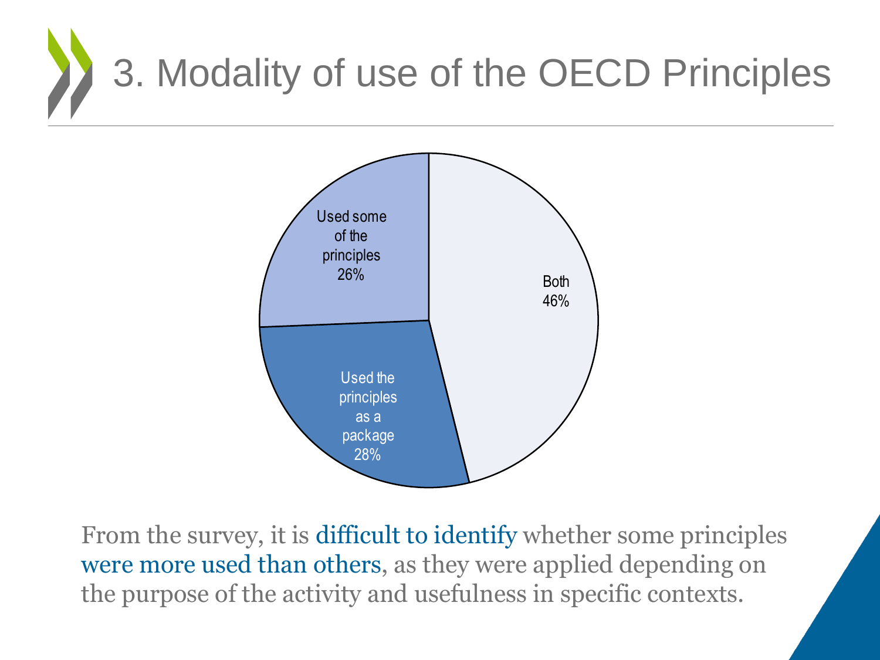# 3. Modality of use of the OECD Principles

Used some of the principles 26%

Both 46%

Used the principles as a package 28%

From the survey, it is difficult to identify whether some principles were more used than others, as they were applied depending on the purpose of the activity and usefulness in specific contexts.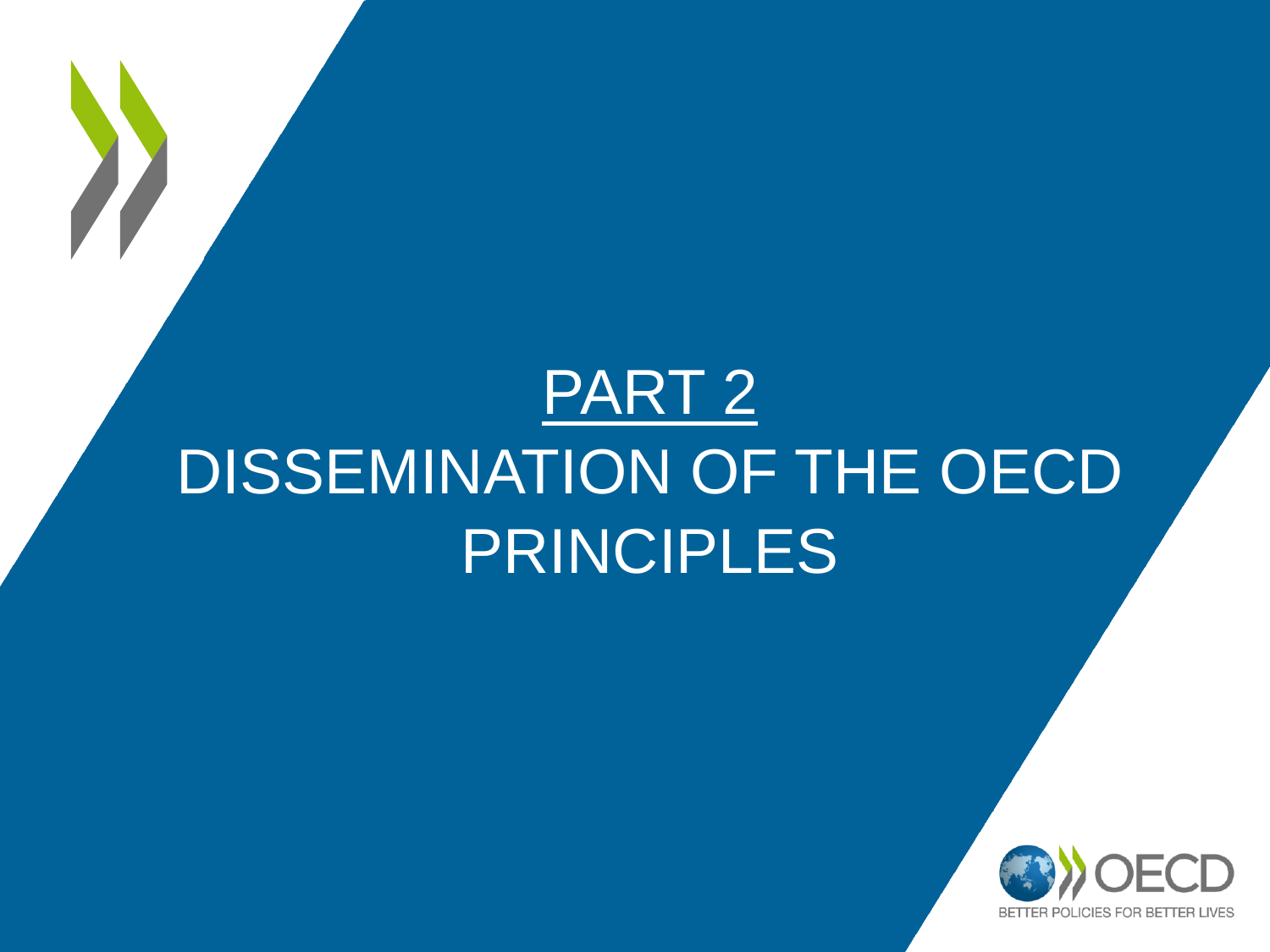# PART 2

# DISSEMINATION OF THE OECD PRINCIPLES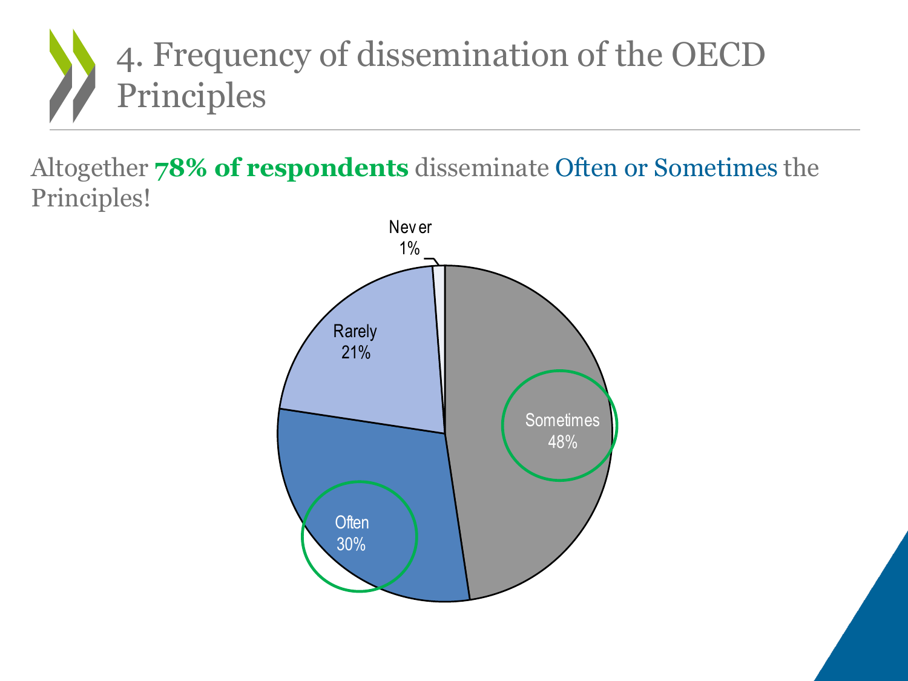# 4. Frequency of dissemination of the OECD Principles

Altogether **78% of respondents** disseminate Often or Sometimes the Principles!

Never 1%

Rarely 21%

Sometimes 48%

Often 30%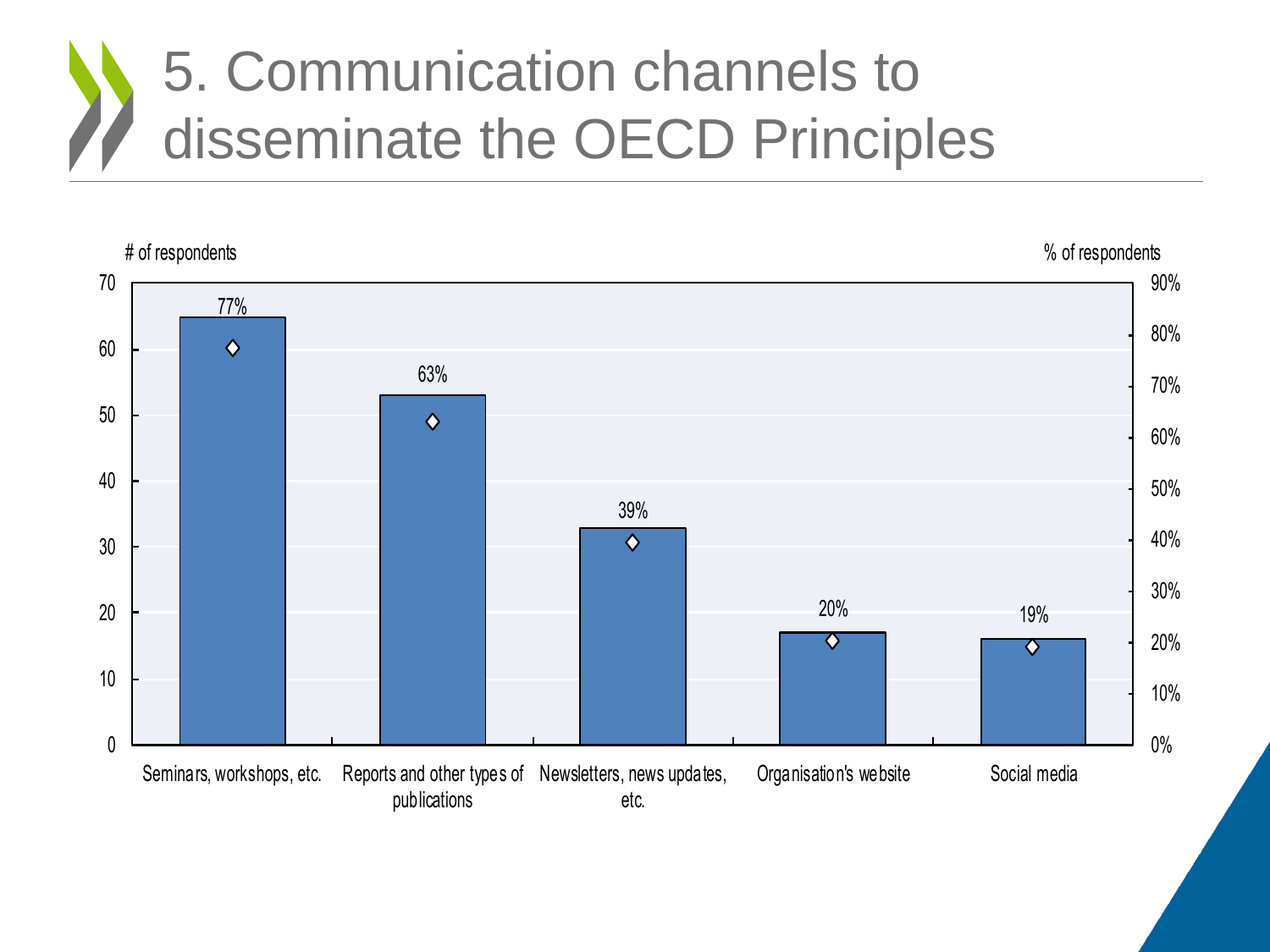# 5. Communication channels to disseminate the OECD Principles

# of respondents | % of respondents

| Channel | # of respondents | % of respondents |
| --- | --- | --- |
| Seminars, workshops, etc. | 65 | 77% |
| Reports and other types of publications | 53 | 63% |
| Newsletters, news updates, etc. | 33 | 39% |
| Organisation's website | 17 | 20% |
| Social media | 16 | 19% |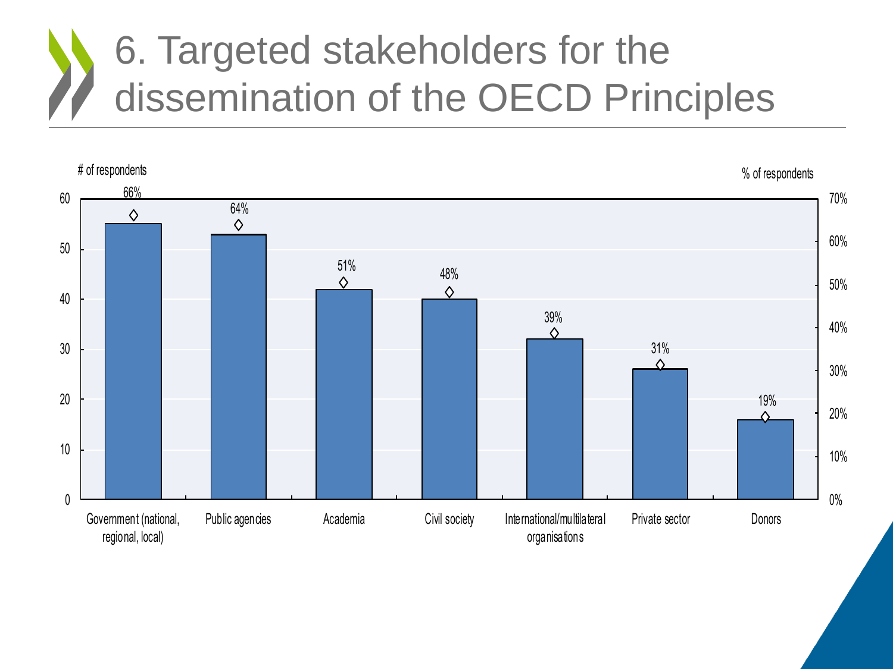# 6. Targeted stakeholders for the dissemination of the OECD Principles

| Stakeholder | # of respondents | % of respondents |
| --- | --- | --- |
| Government (national, regional, local) | 55 | 66% |
| Public agencies | 53 | 64% |
| Academia | 42 | 51% |
| Civil society | 40 | 48% |
| International/multilateral organisations | 32 | 39% |
| Private sector | 26 | 31% |
| Donors | 16 | 19% |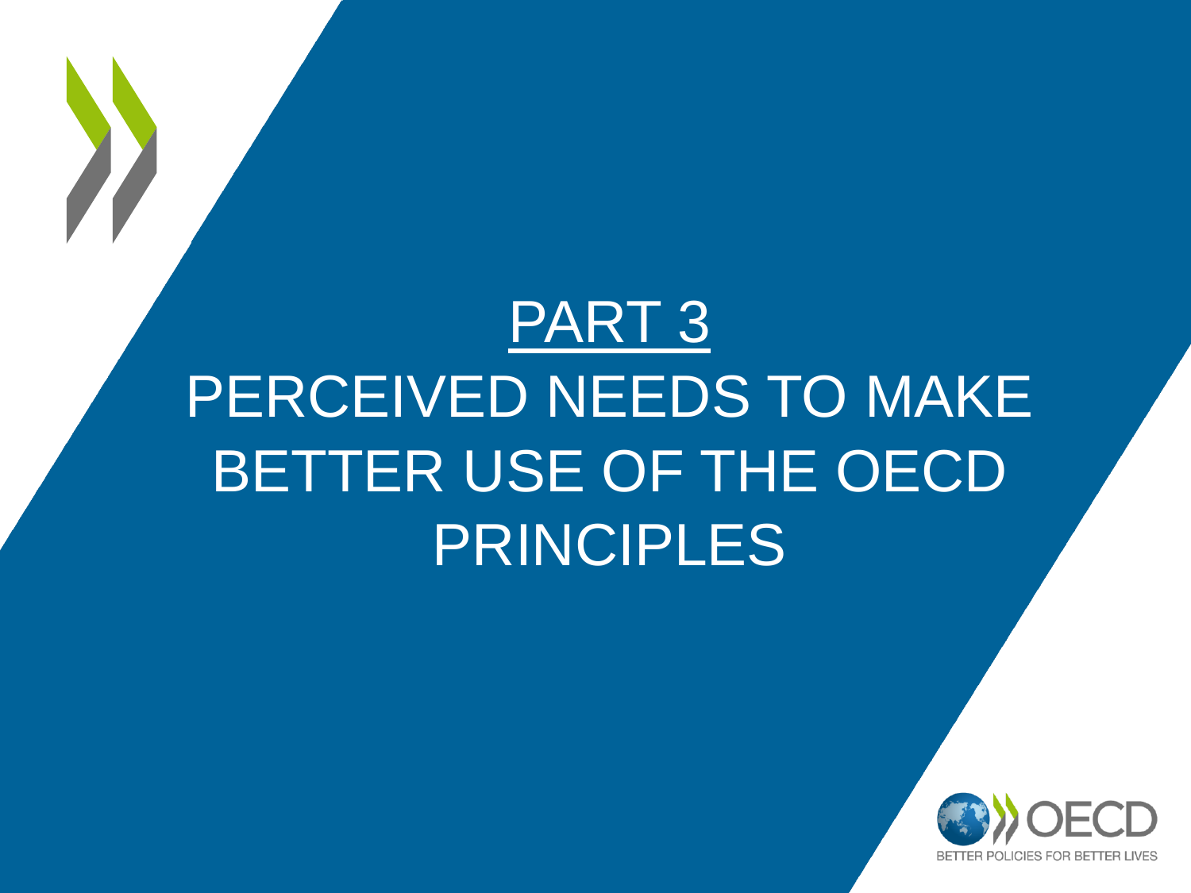# PART 3

# PERCEIVED NEEDS TO MAKE BETTER USE OF THE OECD PRINCIPLES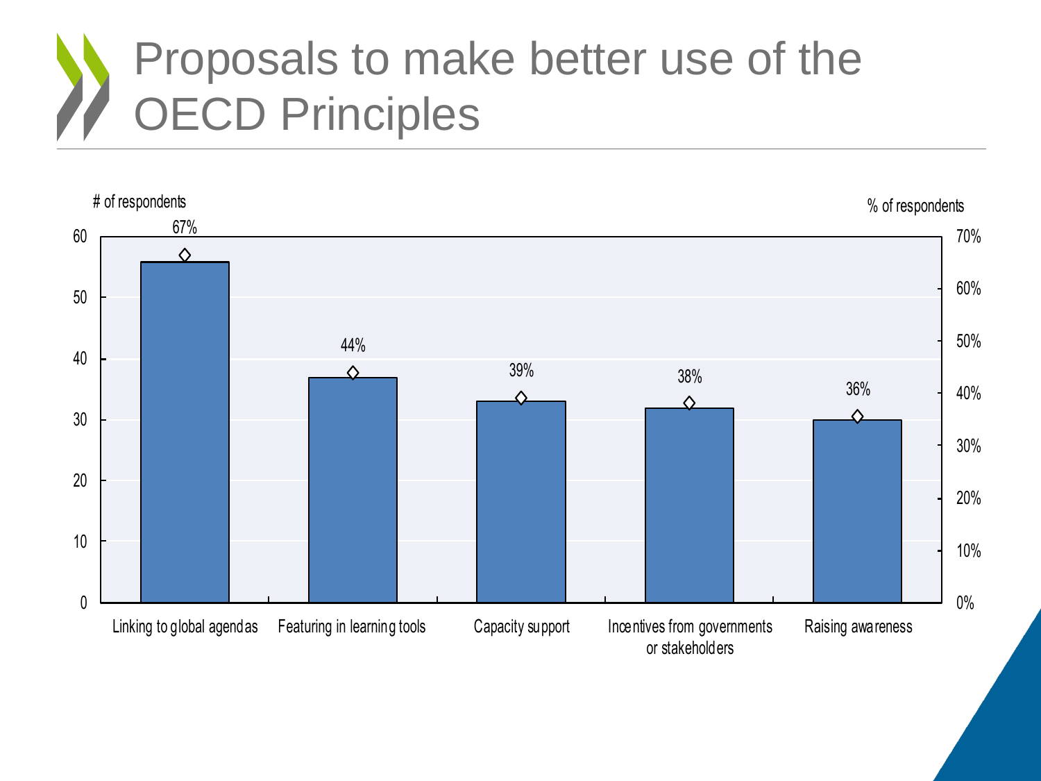# Proposals to make better use of the OECD Principles

| | # of respondents | % of respondents |
|---|---|---|
| Linking to global agendas | 56 | 67% |
| Featuring in learning tools | 37 | 44% |
| Capacity support | 33 | 39% |
| Incentives from governments or stakeholders | 32 | 38% |
| Raising awareness | 30 | 36% |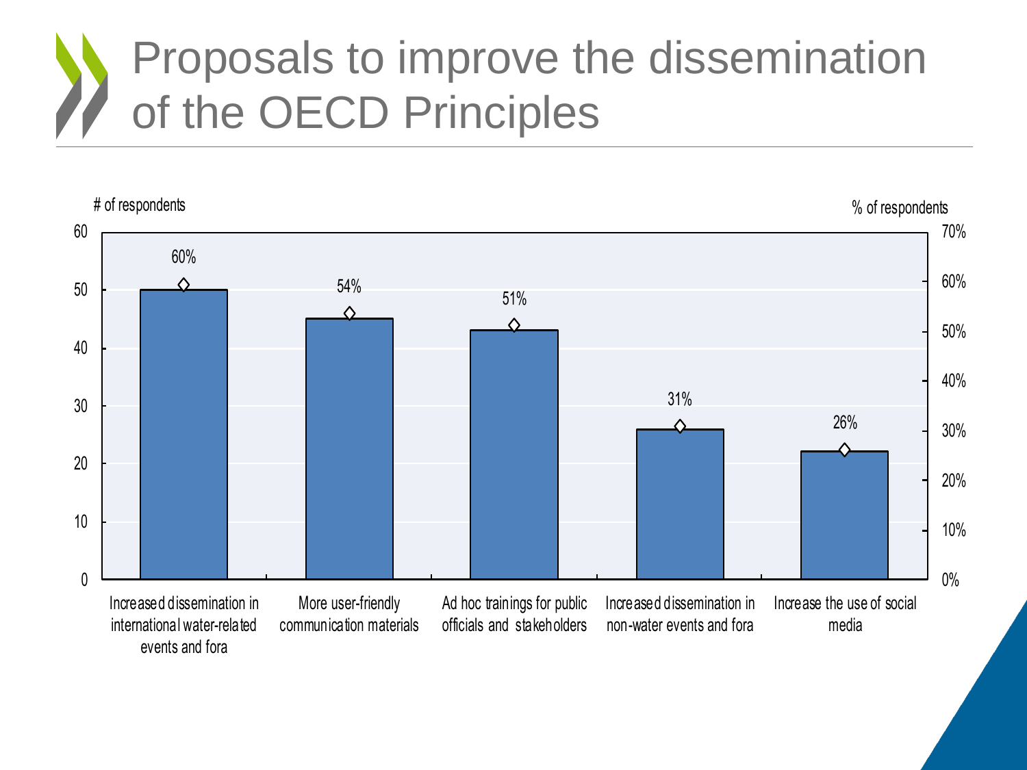# Proposals to improve the dissemination of the OECD Principles

| | # of respondents | % of respondents |
|---|---|---|
| Increased dissemination in international water-related events and fora | 50 | 60% |
| More user-friendly communication materials | 45 | 54% |
| Ad hoc trainings for public officials and stakeholders | 43 | 51% |
| Increased dissemination in non-water events and fora | 26 | 31% |
| Increase the use of social media | 22 | 26% |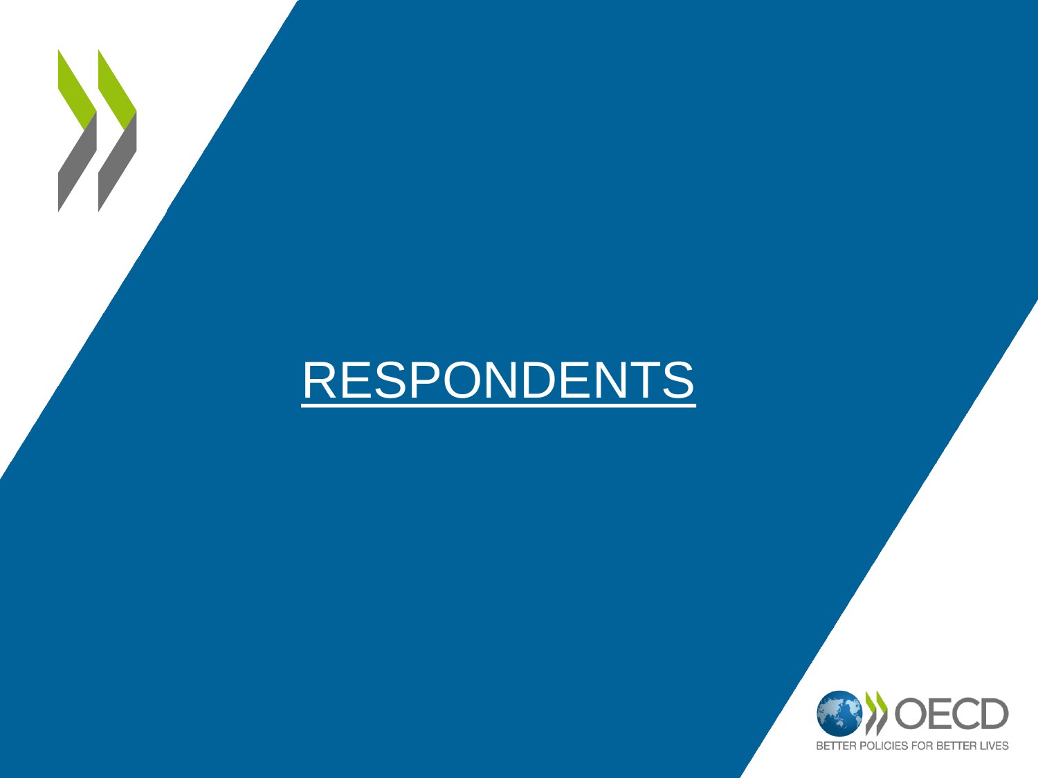# RESPONDENTS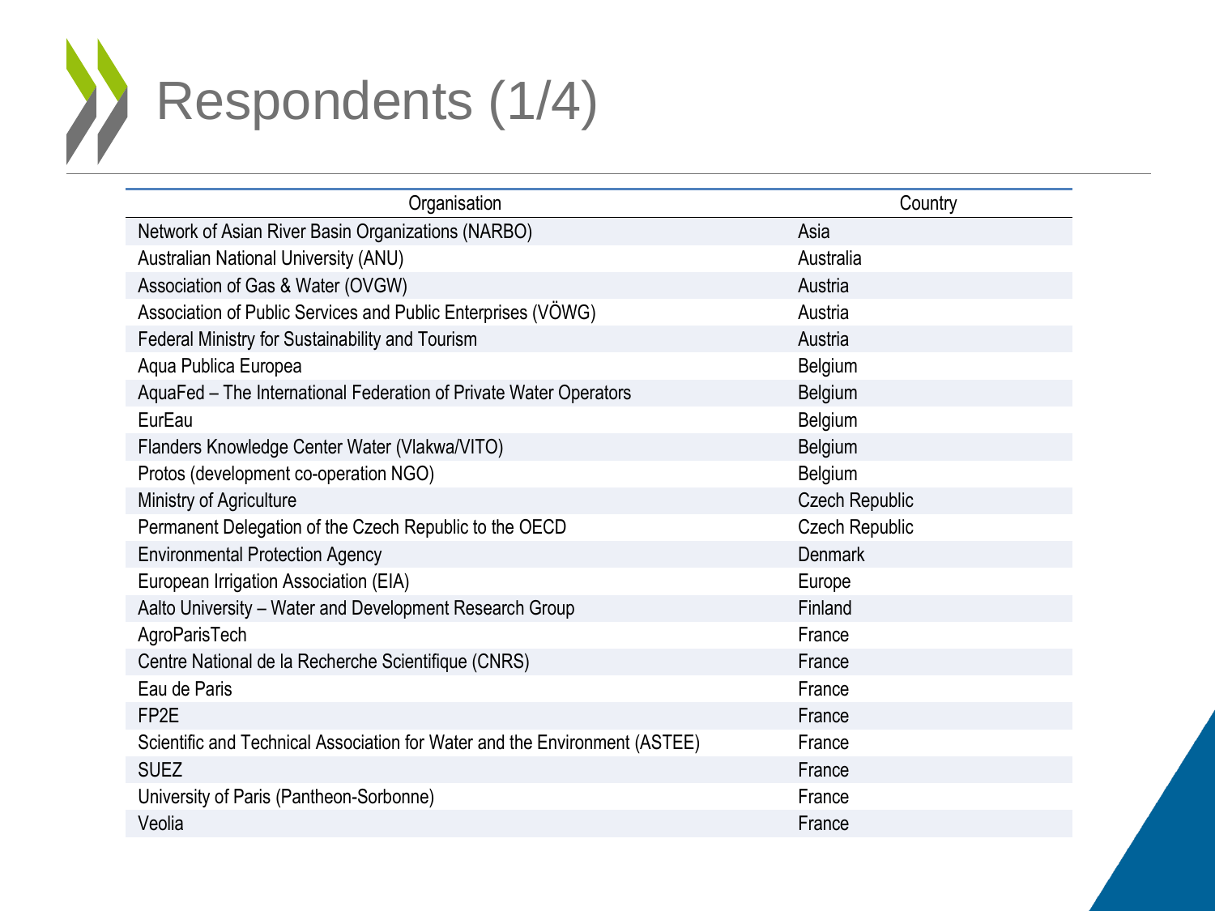# Respondents (1/4)

| Organisation | Country |
| --- | --- |
| Network of Asian River Basin Organizations (NARBO) | Asia |
| Australian National University (ANU) | Australia |
| Association of Gas & Water (OVGW) | Austria |
| Association of Public Services and Public Enterprises (VÖWG) | Austria |
| Federal Ministry for Sustainability and Tourism | Austria |
| Aqua Publica Europea | Belgium |
| AquaFed – The International Federation of Private Water Operators | Belgium |
| EurEau | Belgium |
| Flanders Knowledge Center Water (Vlakwa/VITO) | Belgium |
| Protos (development co-operation NGO) | Belgium |
| Ministry of Agriculture | Czech Republic |
| Permanent Delegation of the Czech Republic to the OECD | Czech Republic |
| Environmental Protection Agency | Denmark |
| European Irrigation Association (EIA) | Europe |
| Aalto University – Water and Development Research Group | Finland |
| AgroParisTech | France |
| Centre National de la Recherche Scientifique (CNRS) | France |
| Eau de Paris | France |
| FP2E | France |
| Scientific and Technical Association for Water and the Environment (ASTEE) | France |
| SUEZ | France |
| University of Paris (Pantheon-Sorbonne) | France |
| Veolia | France |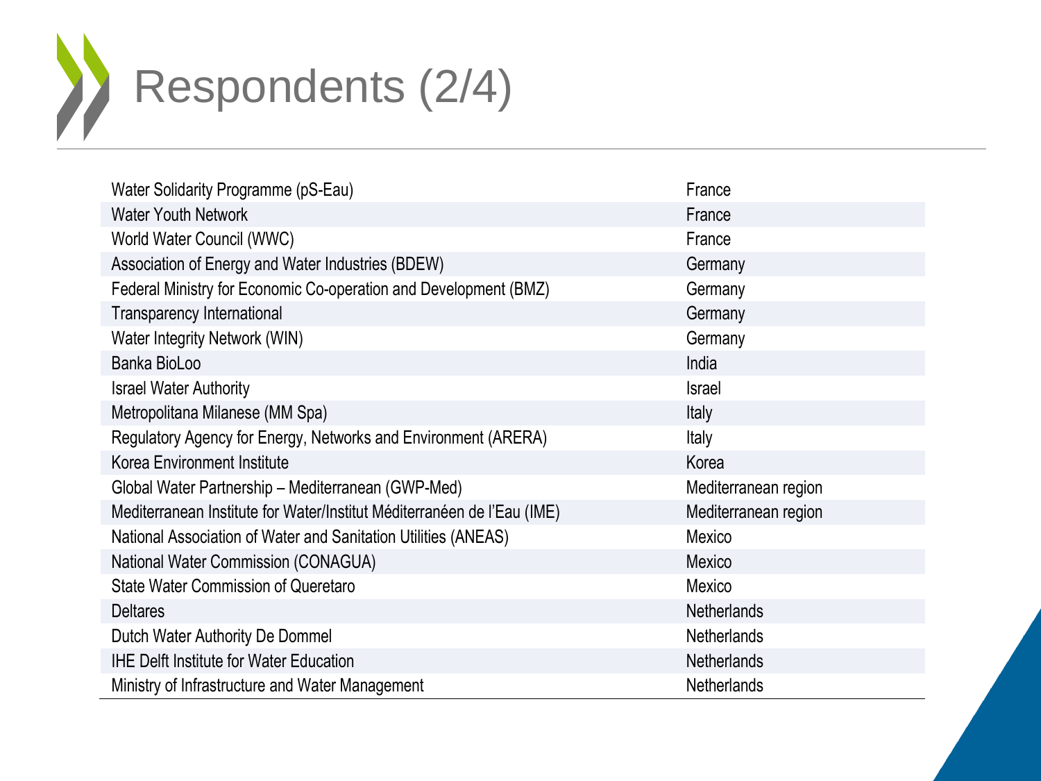# Respondents (2/4)

| | |
|---|---|
| Water Solidarity Programme (pS-Eau) | France |
| Water Youth Network | France |
| World Water Council (WWC) | France |
| Association of Energy and Water Industries (BDEW) | Germany |
| Federal Ministry for Economic Co-operation and Development (BMZ) | Germany |
| Transparency International | Germany |
| Water Integrity Network (WIN) | Germany |
| Banka BioLoo | India |
| Israel Water Authority | Israel |
| Metropolitana Milanese (MM Spa) | Italy |
| Regulatory Agency for Energy, Networks and Environment (ARERA) | Italy |
| Korea Environment Institute | Korea |
| Global Water Partnership – Mediterranean (GWP-Med) | Mediterranean region |
| Mediterranean Institute for Water/Institut Méditerranéen de l'Eau (IME) | Mediterranean region |
| National Association of Water and Sanitation Utilities (ANEAS) | Mexico |
| National Water Commission (CONAGUA) | Mexico |
| State Water Commission of Queretaro | Mexico |
| Deltares | Netherlands |
| Dutch Water Authority De Dommel | Netherlands |
| IHE Delft Institute for Water Education | Netherlands |
| Ministry of Infrastructure and Water Management | Netherlands |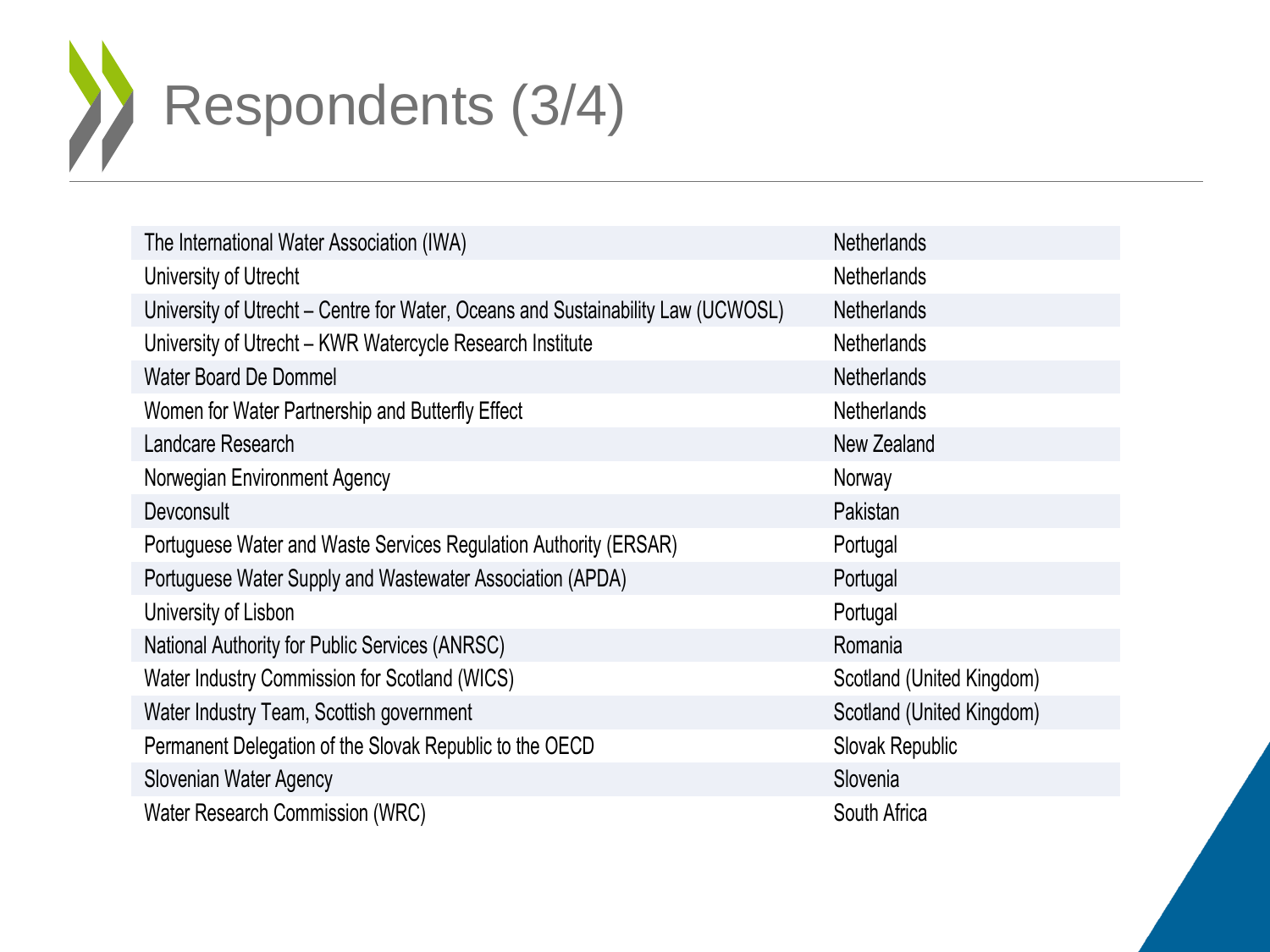# Respondents (3/4)

| | |
|---|---|
| The International Water Association (IWA) | Netherlands |
| University of Utrecht | Netherlands |
| University of Utrecht – Centre for Water, Oceans and Sustainability Law (UCWOSL) | Netherlands |
| University of Utrecht – KWR Watercycle Research Institute | Netherlands |
| Water Board De Dommel | Netherlands |
| Women for Water Partnership and Butterfly Effect | Netherlands |
| Landcare Research | New Zealand |
| Norwegian Environment Agency | Norway |
| Devconsult | Pakistan |
| Portuguese Water and Waste Services Regulation Authority (ERSAR) | Portugal |
| Portuguese Water Supply and Wastewater Association (APDA) | Portugal |
| University of Lisbon | Portugal |
| National Authority for Public Services (ANRSC) | Romania |
| Water Industry Commission for Scotland (WICS) | Scotland (United Kingdom) |
| Water Industry Team, Scottish government | Scotland (United Kingdom) |
| Permanent Delegation of the Slovak Republic to the OECD | Slovak Republic |
| Slovenian Water Agency | Slovenia |
| Water Research Commission (WRC) | South Africa |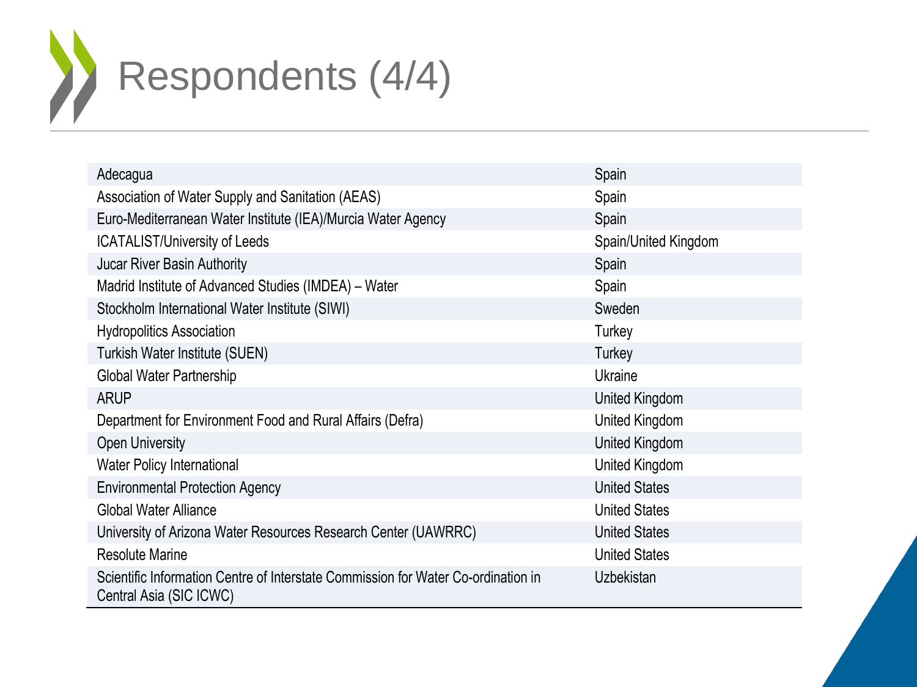# Respondents (4/4)

| Organisation | Country |
|---|---|
| Adecagua | Spain |
| Association of Water Supply and Sanitation (AEAS) | Spain |
| Euro-Mediterranean Water Institute (IEA)/Murcia Water Agency | Spain |
| ICATALIST/University of Leeds | Spain/United Kingdom |
| Jucar River Basin Authority | Spain |
| Madrid Institute of Advanced Studies (IMDEA) – Water | Spain |
| Stockholm International Water Institute (SIWI) | Sweden |
| Hydropolitics Association | Turkey |
| Turkish Water Institute (SUEN) | Turkey |
| Global Water Partnership | Ukraine |
| ARUP | United Kingdom |
| Department for Environment Food and Rural Affairs (Defra) | United Kingdom |
| Open University | United Kingdom |
| Water Policy International | United Kingdom |
| Environmental Protection Agency | United States |
| Global Water Alliance | United States |
| University of Arizona Water Resources Research Center (UAWRRC) | United States |
| Resolute Marine | United States |
| Scientific Information Centre of Interstate Commission for Water Co-ordination in Central Asia (SIC ICWC) | Uzbekistan |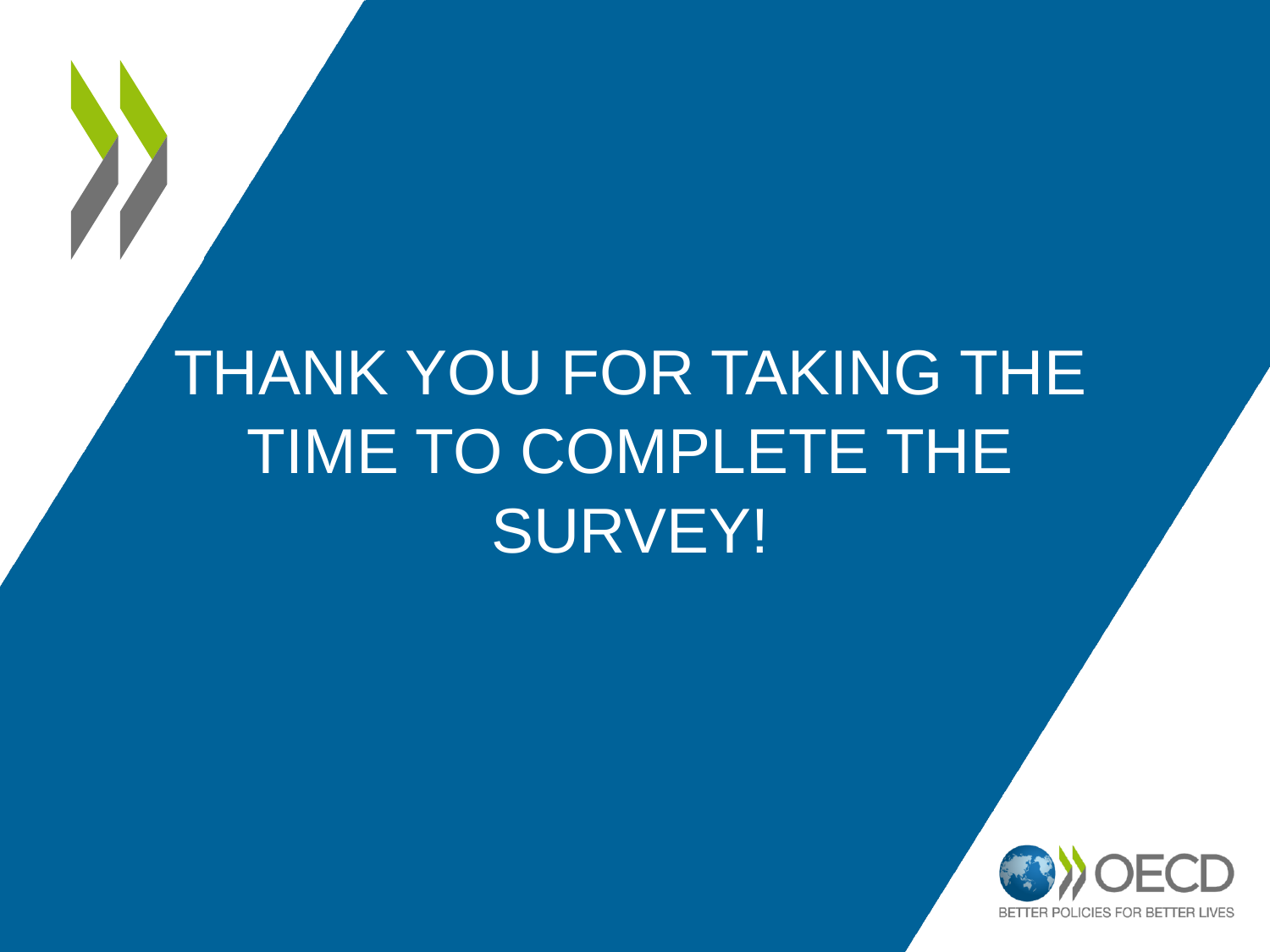# THANK YOU FOR TAKING THE TIME TO COMPLETE THE SURVEY!

OECD

BETTER POLICIES FOR BETTER LIVES